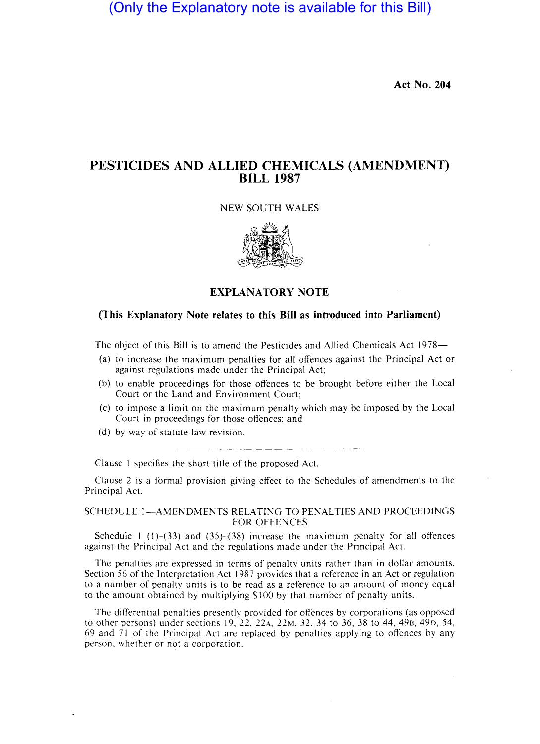(Only the Explanatory note is available for this Bill)

**Act No. 204**

# PESTICIDES AND ALLIED CHEMICALS (AMENDMENT) BILL 1987

NEW SOUTH WALES

## EXPLANATORY NOTE

**(This Explanatory Note relates to this Bill as introduced into Parliament)**

The object of this Bill is to amend the Pesticides and Allied Chemicals Act 1978—

(a) to increase the maximum penalties for all offences against the Principal Act or against regulations made under the Principal Act;

(b) to enable proceedings for those offences to be brought before either the Local Court or the Land and Environment Court;

(c) to impose a limit on the maximum penalty which may be imposed by the Local Court in proceedings for those offences; and

(d) by way of statute law revision.

---

Clause 1 specifies the short title of the proposed Act.

Clause 2 is a formal provision giving effect to the Schedules of amendments to the Principal Act.

### SCHEDULE 1—AMENDMENTS RELATING TO PENALTIES AND PROCEEDINGS FOR OFFENCES

Schedule 1 (1)–(33) and (35)–(38) increase the maximum penalty for all offences against the Principal Act and the regulations made under the Principal Act.

The penalties are expressed in terms of penalty units rather than in dollar amounts. Section 56 of the Interpretation Act 1987 provides that a reference in an Act or regulation to a number of penalty units is to be read as a reference to an amount of money equal to the amount obtained by multiplying $100 by that number of penalty units.

The differential penalties presently provided for offences by corporations (as opposed to other persons) under sections 19, 22, 22A, 22M, 32, 34 to 36, 38 to 44, 49B, 49D, 54, 69 and 71 of the Principal Act are replaced by penalties applying to offences by any person, whether or not a corporation.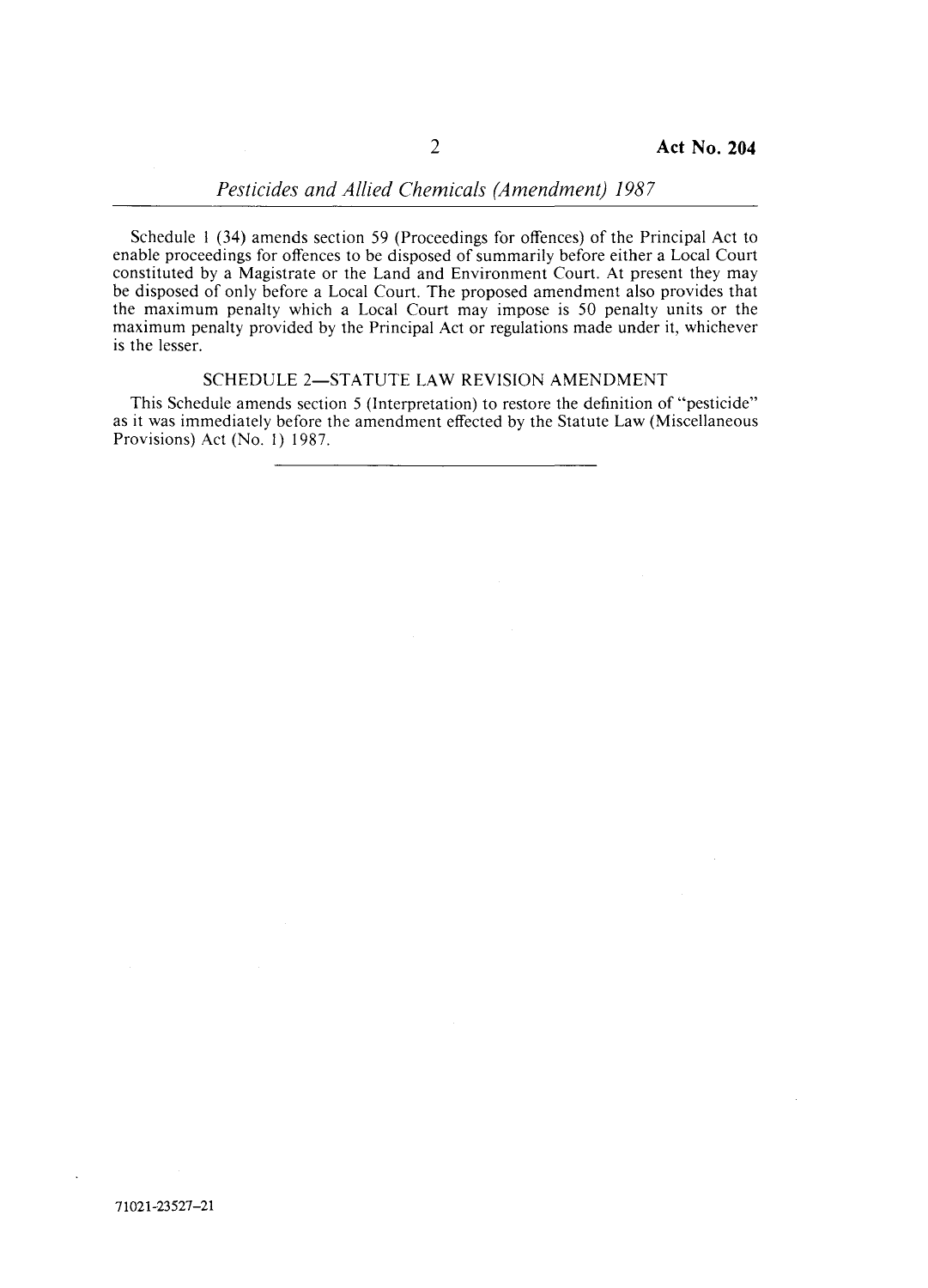Schedule 1 (34) amends section 59 (Proceedings for offences) of the Principal Act to enable proceedings for offences to be disposed of summarily before either a Local Court constituted by a Magistrate or the Land and Environment Court. At present they may be disposed of only before a Local Court. The proposed amendment also provides that the maximum penalty which a Local Court may impose is 50 penalty units or the maximum penalty provided by the Principal Act or regulations made under it, whichever is the lesser.

## SCHEDULE 2—STATUTE LAW REVISION AMENDMENT

This Schedule amends section 5 (Interpretation) to restore the definition of "pesticide" as it was immediately before the amendment effected by the Statute Law (Miscellaneous Provisions) Act (No. 1) 1987.

71021-23527-21